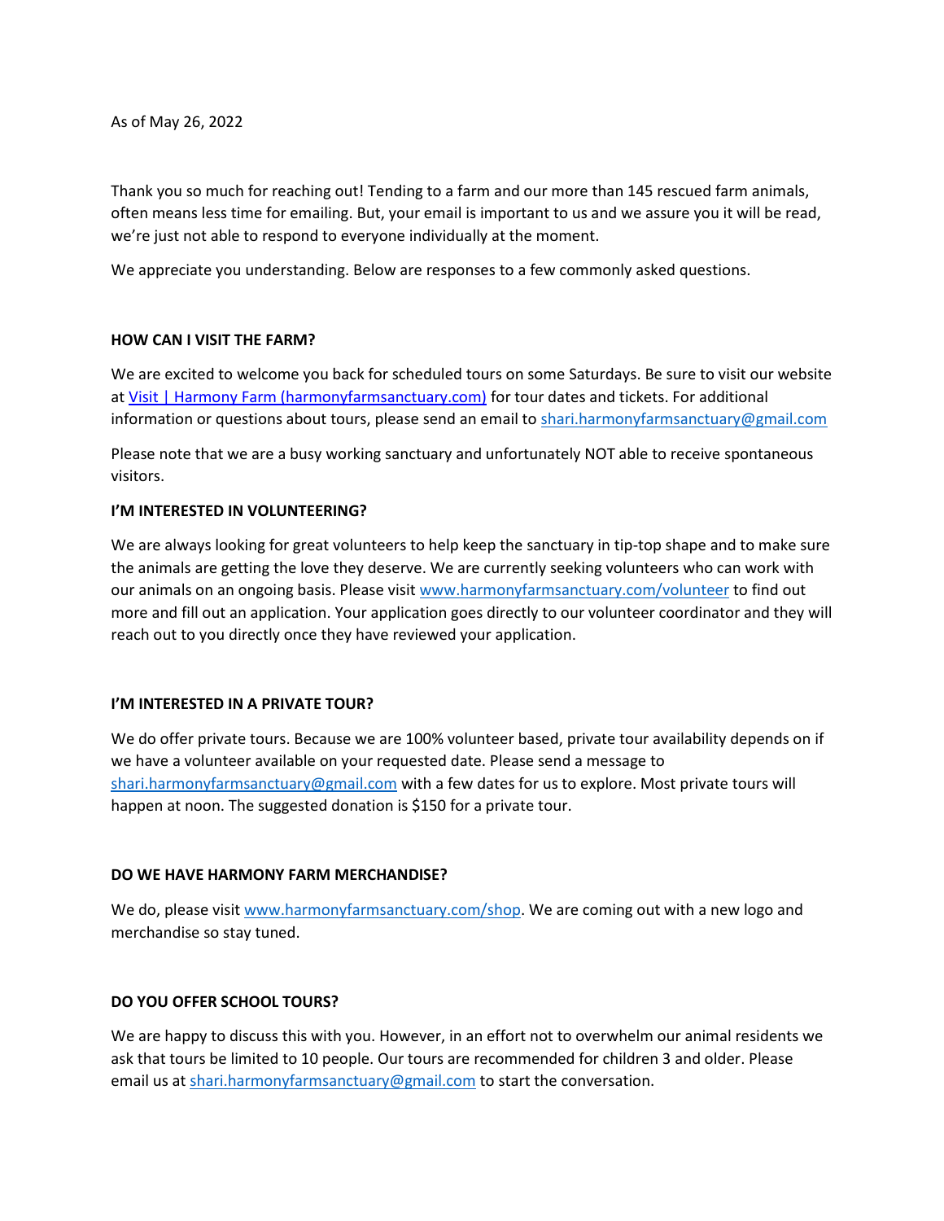As of May 26, 2022

Thank you so much for reaching out! Tending to a farm and our more than 145 rescued farm animals, often means less time for emailing. But, your email is important to us and we assure you it will be read, we're just not able to respond to everyone individually at the moment.

We appreciate you understanding. Below are responses to a few commonly asked questions.

**HOW CAN I VISIT THE FARM?**

We are excited to welcome you back for scheduled tours on some Saturdays. Be sure to visit our website at [Visit | Harmony Farm (harmonyfarmsanctuary.com)](harmonyfarmsanctuary.com) for tour dates and tickets. For additional information or questions about tours, please send an email to [shari.harmonyfarmsanctuary@gmail.com](mailto:shari.harmonyfarmsanctuary@gmail.com)

Please note that we are a busy working sanctuary and unfortunately NOT able to receive spontaneous visitors.

**I'M INTERESTED IN VOLUNTEERING?**

We are always looking for great volunteers to help keep the sanctuary in tip-top shape and to make sure the animals are getting the love they deserve. We are currently seeking volunteers who can work with our animals on an ongoing basis. Please visit [www.harmonyfarmsanctuary.com/volunteer](www.harmonyfarmsanctuary.com/volunteer) to find out more and fill out an application. Your application goes directly to our volunteer coordinator and they will reach out to you directly once they have reviewed your application.

**I'M INTERESTED IN A PRIVATE TOUR?**

We do offer private tours. Because we are 100% volunteer based, private tour availability depends on if we have a volunteer available on your requested date. Please send a message to [shari.harmonyfarmsanctuary@gmail.com](mailto:shari.harmonyfarmsanctuary@gmail.com) with a few dates for us to explore. Most private tours will happen at noon. The suggested donation is $150 for a private tour.

**DO WE HAVE HARMONY FARM MERCHANDISE?**

We do, please visit [www.harmonyfarmsanctuary.com/shop](www.harmonyfarmsanctuary.com/shop). We are coming out with a new logo and merchandise so stay tuned.

**DO YOU OFFER SCHOOL TOURS?**

We are happy to discuss this with you. However, in an effort not to overwhelm our animal residents we ask that tours be limited to 10 people. Our tours are recommended for children 3 and older. Please email us at [shari.harmonyfarmsanctuary@gmail.com](mailto:shari.harmonyfarmsanctuary@gmail.com) to start the conversation.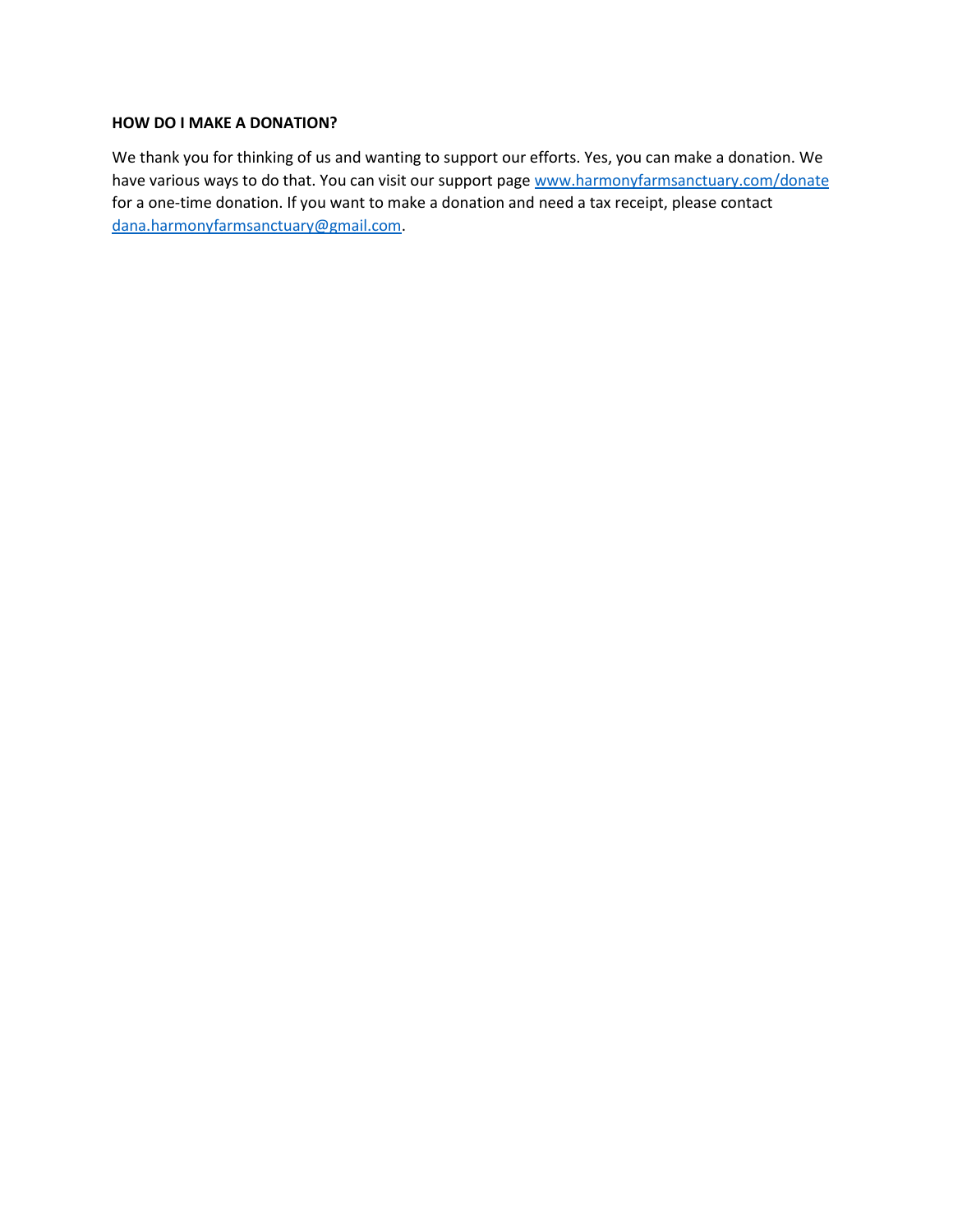**HOW DO I MAKE A DONATION?**

We thank you for thinking of us and wanting to support our efforts. Yes, you can make a donation. We have various ways to do that. You can visit our support page www.harmonyfarmsanctuary.com/donate for a one-time donation. If you want to make a donation and need a tax receipt, please contact dana.harmonyfarmsanctuary@gmail.com.